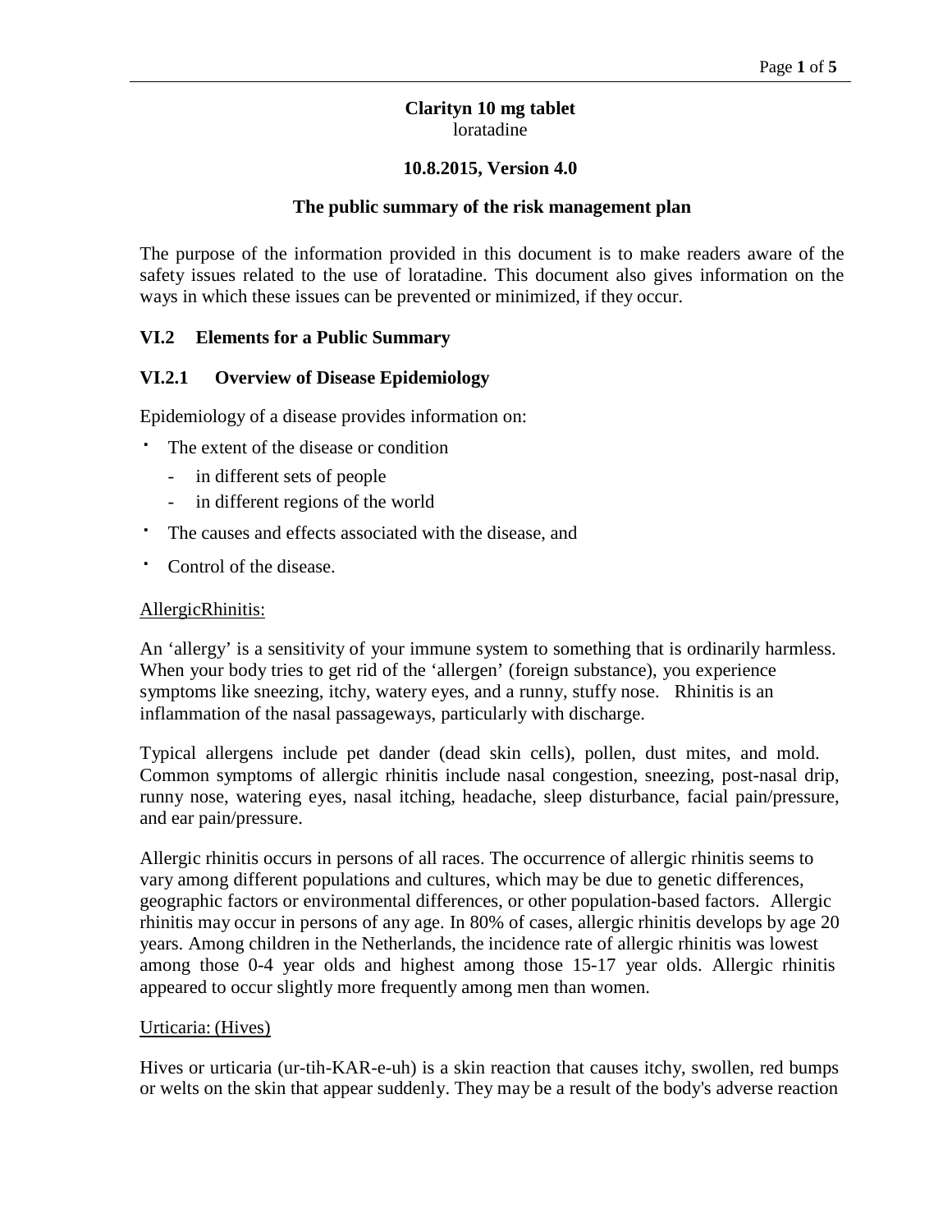**Clarityn 10 mg tablet**
loratadine

**10.8.2015, Version 4.0**

**The public summary of the risk management plan**

The purpose of the information provided in this document is to make readers aware of the safety issues related to the use of loratadine. This document also gives information on the ways in which these issues can be prevented or minimized, if they occur.

## VI.2 Elements for a Public Summary

### VI.2.1 Overview of Disease Epidemiology

Epidemiology of a disease provides information on:

- The extent of the disease or condition
  - in different sets of people
  - in different regions of the world
- The causes and effects associated with the disease, and
- Control of the disease.

AllergicRhinitis:

An 'allergy' is a sensitivity of your immune system to something that is ordinarily harmless. When your body tries to get rid of the 'allergen' (foreign substance), you experience symptoms like sneezing, itchy, watery eyes, and a runny, stuffy nose. Rhinitis is an inflammation of the nasal passageways, particularly with discharge.

Typical allergens include pet dander (dead skin cells), pollen, dust mites, and mold. Common symptoms of allergic rhinitis include nasal congestion, sneezing, post-nasal drip, runny nose, watering eyes, nasal itching, headache, sleep disturbance, facial pain/pressure, and ear pain/pressure.

Allergic rhinitis occurs in persons of all races. The occurrence of allergic rhinitis seems to vary among different populations and cultures, which may be due to genetic differences, geographic factors or environmental differences, or other population-based factors. Allergic rhinitis may occur in persons of any age. In 80% of cases, allergic rhinitis develops by age 20 years. Among children in the Netherlands, the incidence rate of allergic rhinitis was lowest among those 0-4 year olds and highest among those 15-17 year olds. Allergic rhinitis appeared to occur slightly more frequently among men than women.

Urticaria: (Hives)

Hives or urticaria (ur-tih-KAR-e-uh) is a skin reaction that causes itchy, swollen, red bumps or welts on the skin that appear suddenly. They may be a result of the body's adverse reaction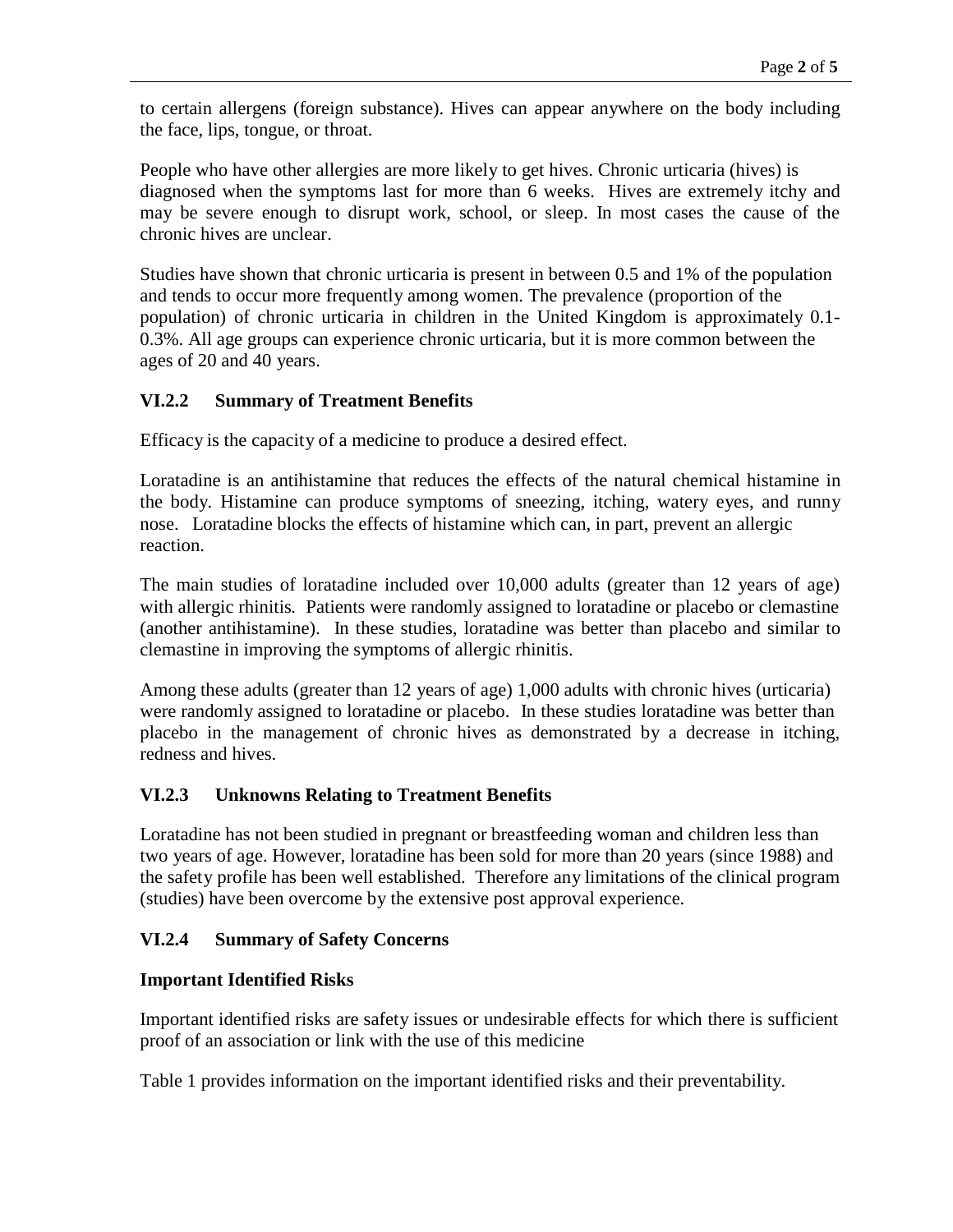to certain allergens (foreign substance). Hives can appear anywhere on the body including the face, lips, tongue, or throat.

People who have other allergies are more likely to get hives. Chronic urticaria (hives) is diagnosed when the symptoms last for more than 6 weeks. Hives are extremely itchy and may be severe enough to disrupt work, school, or sleep. In most cases the cause of the chronic hives are unclear.

Studies have shown that chronic urticaria is present in between 0.5 and 1% of the population and tends to occur more frequently among women. The prevalence (proportion of the population) of chronic urticaria in children in the United Kingdom is approximately 0.1-0.3%. All age groups can experience chronic urticaria, but it is more common between the ages of 20 and 40 years.

### VI.2.2 Summary of Treatment Benefits

Efficacy is the capacity of a medicine to produce a desired effect.

Loratadine is an antihistamine that reduces the effects of the natural chemical histamine in the body. Histamine can produce symptoms of sneezing, itching, watery eyes, and runny nose. Loratadine blocks the effects of histamine which can, in part, prevent an allergic reaction.

The main studies of loratadine included over 10,000 adults (greater than 12 years of age) with allergic rhinitis. Patients were randomly assigned to loratadine or placebo or clemastine (another antihistamine). In these studies, loratadine was better than placebo and similar to clemastine in improving the symptoms of allergic rhinitis.

Among these adults (greater than 12 years of age) 1,000 adults with chronic hives (urticaria) were randomly assigned to loratadine or placebo. In these studies loratadine was better than placebo in the management of chronic hives as demonstrated by a decrease in itching, redness and hives.

### VI.2.3 Unknowns Relating to Treatment Benefits

Loratadine has not been studied in pregnant or breastfeeding woman and children less than two years of age. However, loratadine has been sold for more than 20 years (since 1988) and the safety profile has been well established. Therefore any limitations of the clinical program (studies) have been overcome by the extensive post approval experience.

### VI.2.4 Summary of Safety Concerns

**Important Identified Risks**

Important identified risks are safety issues or undesirable effects for which there is sufficient proof of an association or link with the use of this medicine

Table 1 provides information on the important identified risks and their preventability.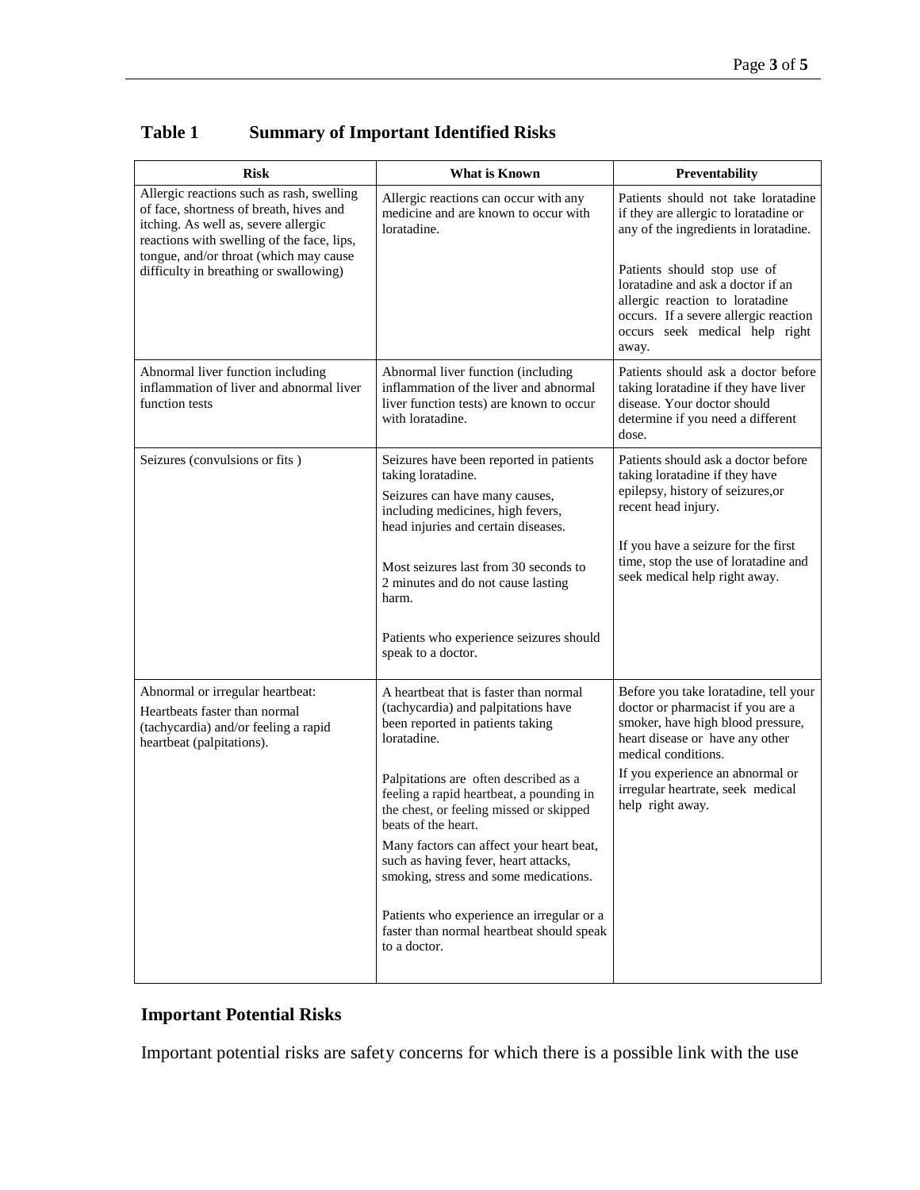**Table 1 Summary of Important Identified Risks**

| Risk | What is Known | Preventability |
|---|---|---|
| Allergic reactions such as rash, swelling of face, shortness of breath, hives and itching. As well as, severe allergic reactions with swelling of the face, lips, tongue, and/or throat (which may cause difficulty in breathing or swallowing) | Allergic reactions can occur with any medicine and are known to occur with loratadine. | Patients should not take loratadine if they are allergic to loratadine or any of the ingredients in loratadine.<br><br>Patients should stop use of loratadine and ask a doctor if an allergic reaction to loratadine occurs. If a severe allergic reaction occurs seek medical help right away. |
| Abnormal liver function including inflammation of liver and abnormal liver function tests | Abnormal liver function (including inflammation of the liver and abnormal liver function tests) are known to occur with loratadine. | Patients should ask a doctor before taking loratadine if they have liver disease. Your doctor should determine if you need a different dose. |
| Seizures (convulsions or fits ) | Seizures have been reported in patients taking loratadine.<br>Seizures can have many causes, including medicines, high fevers, head injuries and certain diseases.<br><br>Most seizures last from 30 seconds to 2 minutes and do not cause lasting harm.<br><br>Patients who experience seizures should speak to a doctor. | Patients should ask a doctor before taking loratadine if they have epilepsy, history of seizures,or recent head injury.<br><br>If you have a seizure for the first time, stop the use of loratadine and seek medical help right away. |
| Abnormal or irregular heartbeat:<br>Heartbeats faster than normal (tachycardia) and/or feeling a rapid heartbeat (palpitations). | A heartbeat that is faster than normal (tachycardia) and palpitations have been reported in patients taking loratadine.<br><br>Palpitations are often described as a feeling a rapid heartbeat, a pounding in the chest, or feeling missed or skipped beats of the heart.<br>Many factors can affect your heart beat, such as having fever, heart attacks, smoking, stress and some medications.<br><br>Patients who experience an irregular or a faster than normal heartbeat should speak to a doctor. | Before you take loratadine, tell your doctor or pharmacist if you are a smoker, have high blood pressure, heart disease or have any other medical conditions.<br>If you experience an abnormal or irregular heartrate, seek medical help right away. |

## Important Potential Risks

Important potential risks are safety concerns for which there is a possible link with the use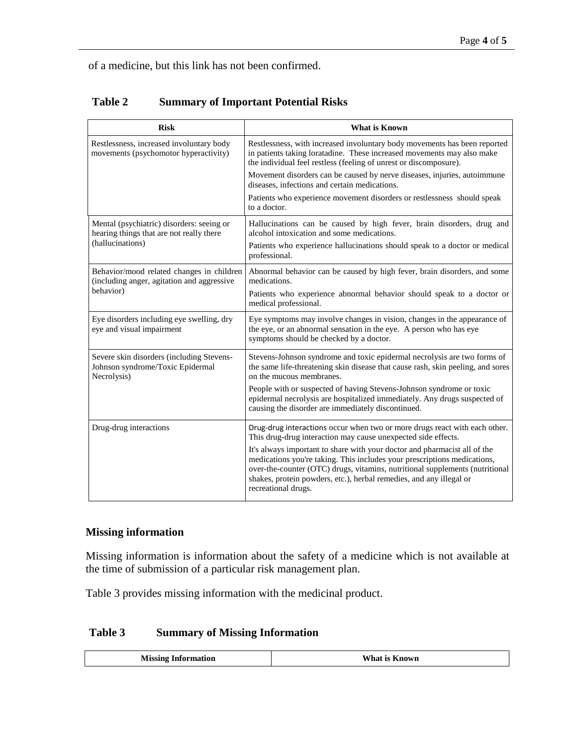of a medicine, but this link has not been confirmed.

**Table 2 Summary of Important Potential Risks**

| Risk | What is Known |
|---|---|
| Restlessness, increased involuntary body movements (psychomotor hyperactivity) | Restlessness, with increased involuntary body movements has been reported in patients taking loratadine. These increased movements may also make the individual feel restless (feeling of unrest or discomposure).<br><br>Movement disorders can be caused by nerve diseases, injuries, autoimmune diseases, infections and certain medications.<br><br>Patients who experience movement disorders or restlessness should speak to a doctor. |
| Mental (psychiatric) disorders: seeing or hearing things that are not really there (hallucinations) | Hallucinations can be caused by high fever, brain disorders, drug and alcohol intoxication and some medications.<br><br>Patients who experience hallucinations should speak to a doctor or medical professional. |
| Behavior/mood related changes in children (including anger, agitation and aggressive behavior) | Abnormal behavior can be caused by high fever, brain disorders, and some medications.<br><br>Patients who experience abnormal behavior should speak to a doctor or medical professional. |
| Eye disorders including eye swelling, dry eye and visual impairment | Eye symptoms may involve changes in vision, changes in the appearance of the eye, or an abnormal sensation in the eye. A person who has eye symptoms should be checked by a doctor. |
| Severe skin disorders (including Stevens-Johnson syndrome/Toxic Epidermal Necrolysis) | Stevens-Johnson syndrome and toxic epidermal necrolysis are two forms of the same life-threatening skin disease that cause rash, skin peeling, and sores on the mucous membranes.<br><br>People with or suspected of having Stevens-Johnson syndrome or toxic epidermal necrolysis are hospitalized immediately. Any drugs suspected of causing the disorder are immediately discontinued. |
| Drug-drug interactions | Drug-drug interactions occur when two or more drugs react with each other. This drug-drug interaction may cause unexpected side effects.<br><br>It's always important to share with your doctor and pharmacist all of the medications you're taking. This includes your prescriptions medications, over-the-counter (OTC) drugs, vitamins, nutritional supplements (nutritional shakes, protein powders, etc.), herbal remedies, and any illegal or recreational drugs. |

## Missing information

Missing information is information about the safety of a medicine which is not available at the time of submission of a particular risk management plan.

Table 3 provides missing information with the medicinal product.

**Table 3 Summary of Missing Information**

| Missing Information | What is Known |
|---|---|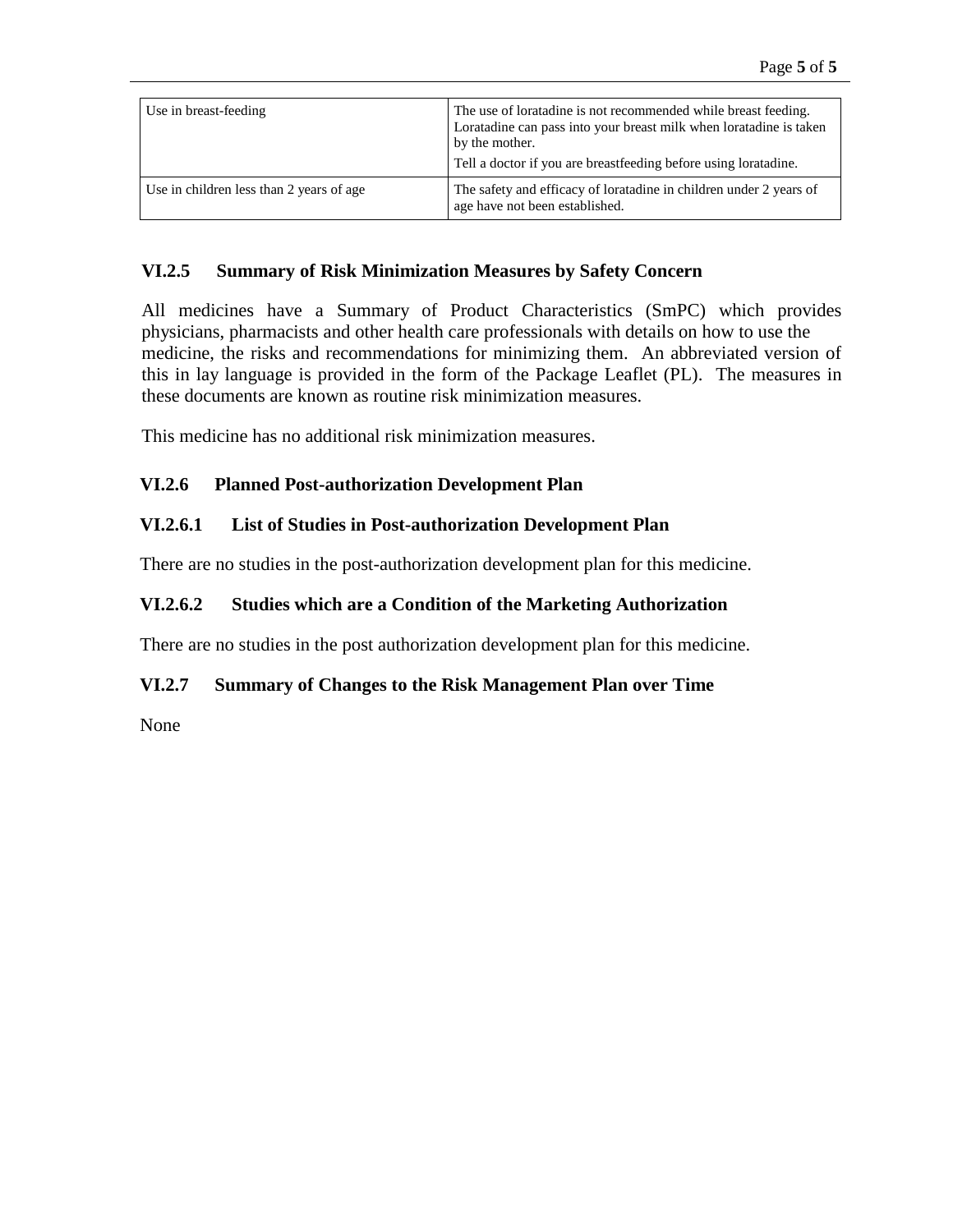| | |
|---|---|
| Use in breast-feeding | The use of loratadine is not recommended while breast feeding. Loratadine can pass into your breast milk when loratadine is taken by the mother.<br>Tell a doctor if you are breastfeeding before using loratadine. |
| Use in children less than 2 years of age | The safety and efficacy of loratadine in children under 2 years of age have not been established. |

### VI.2.5 Summary of Risk Minimization Measures by Safety Concern

All medicines have a Summary of Product Characteristics (SmPC) which provides physicians, pharmacists and other health care professionals with details on how to use the medicine, the risks and recommendations for minimizing them. An abbreviated version of this in lay language is provided in the form of the Package Leaflet (PL). The measures in these documents are known as routine risk minimization measures.

This medicine has no additional risk minimization measures.

### VI.2.6 Planned Post-authorization Development Plan

#### VI.2.6.1 List of Studies in Post-authorization Development Plan

There are no studies in the post-authorization development plan for this medicine.

#### VI.2.6.2 Studies which are a Condition of the Marketing Authorization

There are no studies in the post authorization development plan for this medicine.

### VI.2.7 Summary of Changes to the Risk Management Plan over Time

None